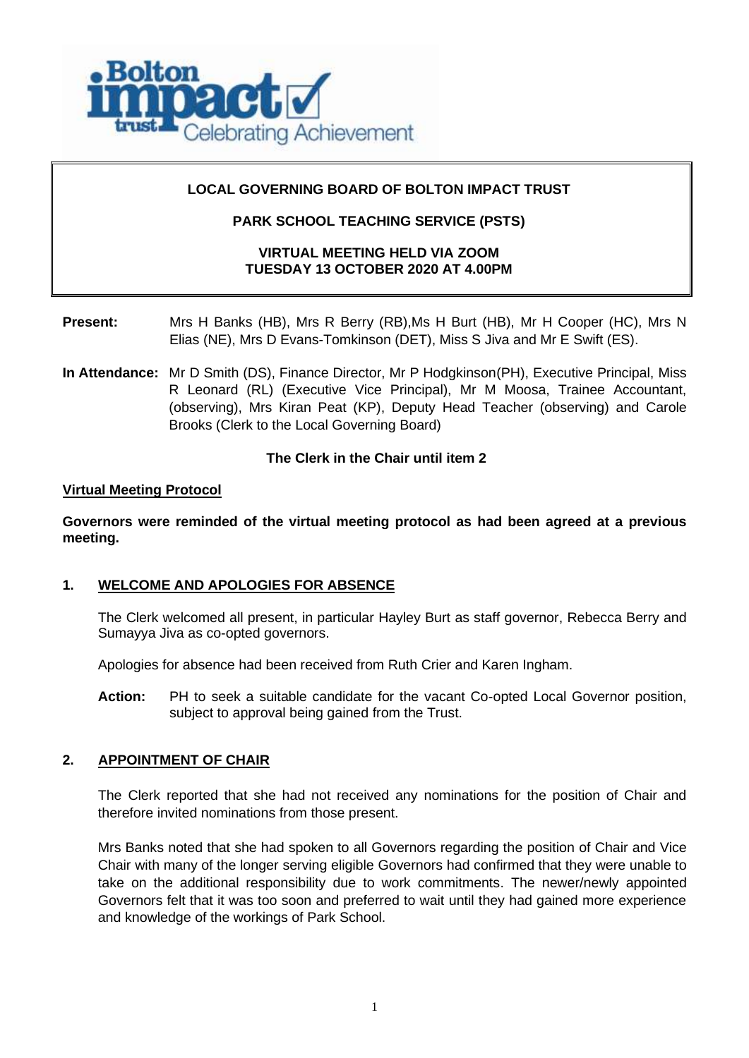**LOCAL GOVERNING BOARD OF BOLTON IMPACT TRUST**

**PARK SCHOOL TEACHING SERVICE (PSTS)**

**VIRTUAL MEETING HELD VIA ZOOM**
**TUESDAY 13 OCTOBER 2020 AT 4.00PM**

**Present:** Mrs H Banks (HB), Mrs R Berry (RB),Ms H Burt (HB), Mr H Cooper (HC), Mrs N Elias (NE), Mrs D Evans-Tomkinson (DET), Miss S Jiva and Mr E Swift (ES).

**In Attendance:** Mr D Smith (DS), Finance Director, Mr P Hodgkinson(PH), Executive Principal, Miss R Leonard (RL) (Executive Vice Principal), Mr M Moosa, Trainee Accountant, (observing), Mrs Kiran Peat (KP), Deputy Head Teacher (observing) and Carole Brooks (Clerk to the Local Governing Board)

**The Clerk in the Chair until item 2**

**Virtual Meeting Protocol**

**Governors were reminded of the virtual meeting protocol as had been agreed at a previous meeting.**

## 1. WELCOME AND APOLOGIES FOR ABSENCE

The Clerk welcomed all present, in particular Hayley Burt as staff governor, Rebecca Berry and Sumayya Jiva as co-opted governors.

Apologies for absence had been received from Ruth Crier and Karen Ingham.

**Action:** PH to seek a suitable candidate for the vacant Co-opted Local Governor position, subject to approval being gained from the Trust.

## 2. APPOINTMENT OF CHAIR

The Clerk reported that she had not received any nominations for the position of Chair and therefore invited nominations from those present.

Mrs Banks noted that she had spoken to all Governors regarding the position of Chair and Vice Chair with many of the longer serving eligible Governors had confirmed that they were unable to take on the additional responsibility due to work commitments. The newer/newly appointed Governors felt that it was too soon and preferred to wait until they had gained more experience and knowledge of the workings of Park School.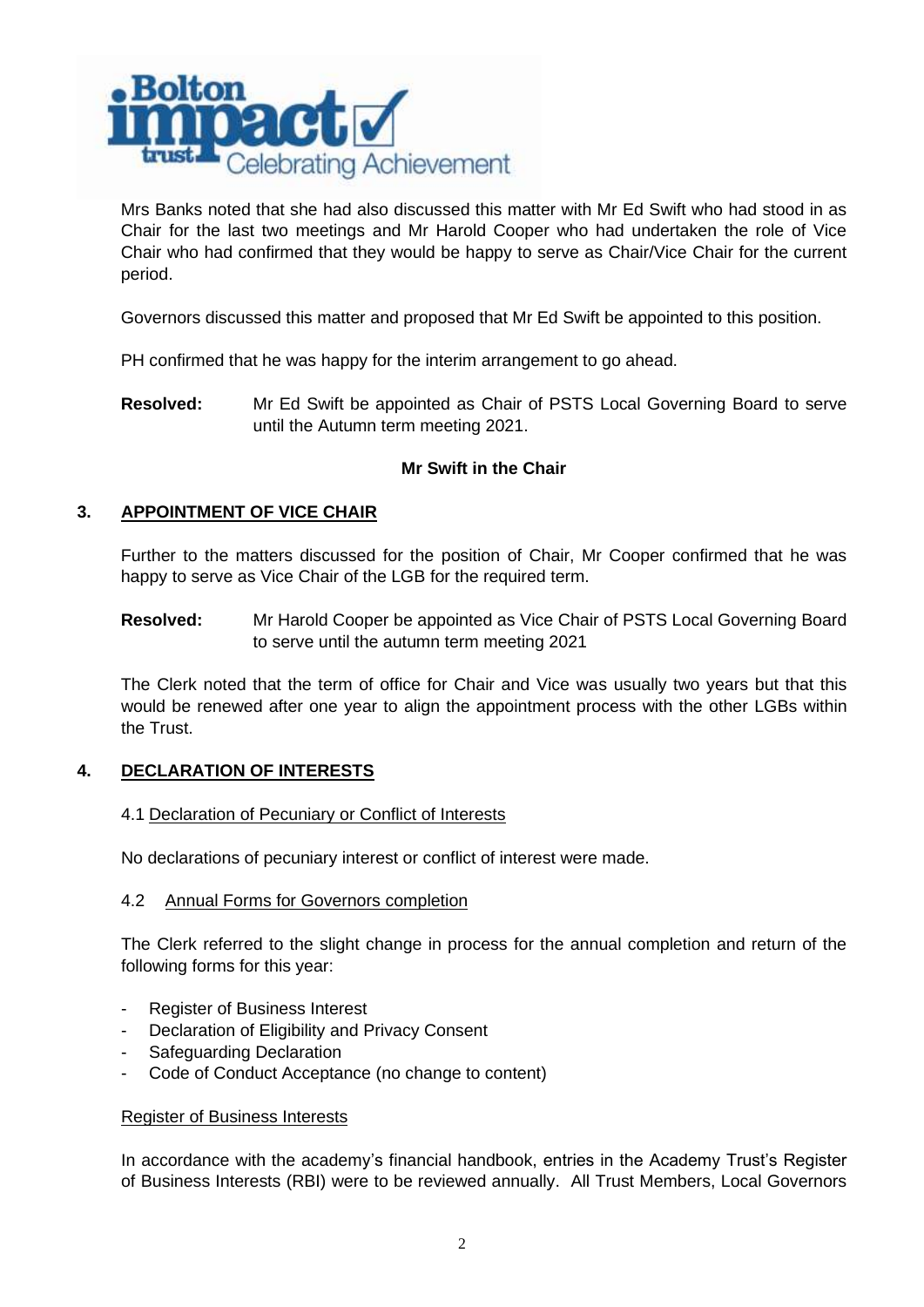Mrs Banks noted that she had also discussed this matter with Mr Ed Swift who had stood in as Chair for the last two meetings and Mr Harold Cooper who had undertaken the role of Vice Chair who had confirmed that they would be happy to serve as Chair/Vice Chair for the current period.

Governors discussed this matter and proposed that Mr Ed Swift be appointed to this position.

PH confirmed that he was happy for the interim arrangement to go ahead.

**Resolved:** Mr Ed Swift be appointed as Chair of PSTS Local Governing Board to serve until the Autumn term meeting 2021.

**Mr Swift in the Chair**

## 3. APPOINTMENT OF VICE CHAIR

Further to the matters discussed for the position of Chair, Mr Cooper confirmed that he was happy to serve as Vice Chair of the LGB for the required term.

**Resolved:** Mr Harold Cooper be appointed as Vice Chair of PSTS Local Governing Board to serve until the autumn term meeting 2021

The Clerk noted that the term of office for Chair and Vice was usually two years but that this would be renewed after one year to align the appointment process with the other LGBs within the Trust.

## 4. DECLARATION OF INTERESTS

4.1 Declaration of Pecuniary or Conflict of Interests

No declarations of pecuniary interest or conflict of interest were made.

4.2 Annual Forms for Governors completion

The Clerk referred to the slight change in process for the annual completion and return of the following forms for this year:

- Register of Business Interest
- Declaration of Eligibility and Privacy Consent
- Safeguarding Declaration
- Code of Conduct Acceptance (no change to content)

Register of Business Interests

In accordance with the academy's financial handbook, entries in the Academy Trust's Register of Business Interests (RBI) were to be reviewed annually. All Trust Members, Local Governors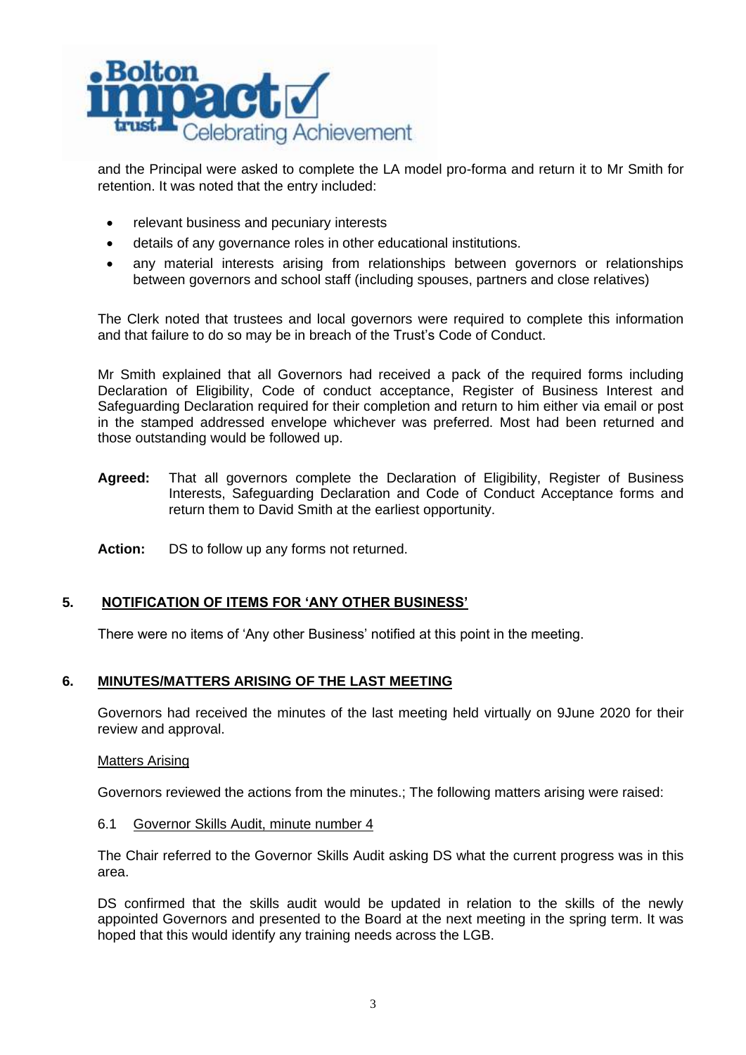and the Principal were asked to complete the LA model pro-forma and return it to Mr Smith for retention. It was noted that the entry included:

- relevant business and pecuniary interests
- details of any governance roles in other educational institutions.
- any material interests arising from relationships between governors or relationships between governors and school staff (including spouses, partners and close relatives)

The Clerk noted that trustees and local governors were required to complete this information and that failure to do so may be in breach of the Trust's Code of Conduct.

Mr Smith explained that all Governors had received a pack of the required forms including Declaration of Eligibility, Code of conduct acceptance, Register of Business Interest and Safeguarding Declaration required for their completion and return to him either via email or post in the stamped addressed envelope whichever was preferred. Most had been returned and those outstanding would be followed up.

**Agreed:** That all governors complete the Declaration of Eligibility, Register of Business Interests, Safeguarding Declaration and Code of Conduct Acceptance forms and return them to David Smith at the earliest opportunity.

**Action:** DS to follow up any forms not returned.

## 5. NOTIFICATION OF ITEMS FOR 'ANY OTHER BUSINESS'

There were no items of 'Any other Business' notified at this point in the meeting.

## 6. MINUTES/MATTERS ARISING OF THE LAST MEETING

Governors had received the minutes of the last meeting held virtually on 9June 2020 for their review and approval.

Matters Arising

Governors reviewed the actions from the minutes.; The following matters arising were raised:

6.1 Governor Skills Audit, minute number 4

The Chair referred to the Governor Skills Audit asking DS what the current progress was in this area.

DS confirmed that the skills audit would be updated in relation to the skills of the newly appointed Governors and presented to the Board at the next meeting in the spring term. It was hoped that this would identify any training needs across the LGB.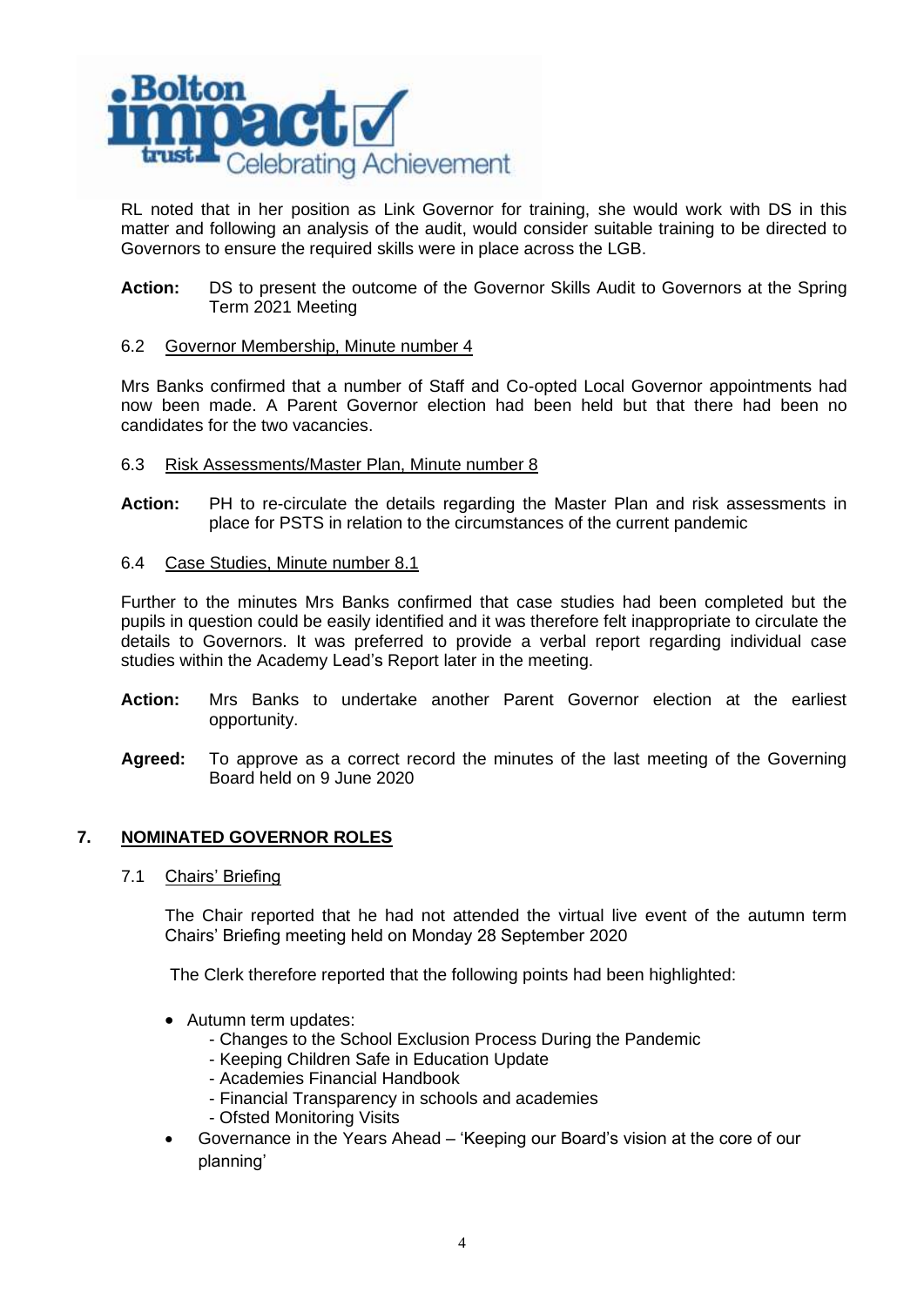RL noted that in her position as Link Governor for training, she would work with DS in this matter and following an analysis of the audit, would consider suitable training to be directed to Governors to ensure the required skills were in place across the LGB.

**Action:** DS to present the outcome of the Governor Skills Audit to Governors at the Spring Term 2021 Meeting

6.2 Governor Membership, Minute number 4

Mrs Banks confirmed that a number of Staff and Co-opted Local Governor appointments had now been made. A Parent Governor election had been held but that there had been no candidates for the two vacancies.

6.3 Risk Assessments/Master Plan, Minute number 8

**Action:** PH to re-circulate the details regarding the Master Plan and risk assessments in place for PSTS in relation to the circumstances of the current pandemic

6.4 Case Studies, Minute number 8.1

Further to the minutes Mrs Banks confirmed that case studies had been completed but the pupils in question could be easily identified and it was therefore felt inappropriate to circulate the details to Governors. It was preferred to provide a verbal report regarding individual case studies within the Academy Lead's Report later in the meeting.

**Action:** Mrs Banks to undertake another Parent Governor election at the earliest opportunity.

**Agreed:** To approve as a correct record the minutes of the last meeting of the Governing Board held on 9 June 2020

## 7. NOMINATED GOVERNOR ROLES

7.1 Chairs' Briefing

The Chair reported that he had not attended the virtual live event of the autumn term Chairs' Briefing meeting held on Monday 28 September 2020

The Clerk therefore reported that the following points had been highlighted:

- Autumn term updates:
  - Changes to the School Exclusion Process During the Pandemic
  - Keeping Children Safe in Education Update
  - Academies Financial Handbook
  - Financial Transparency in schools and academies
  - Ofsted Monitoring Visits
- Governance in the Years Ahead – 'Keeping our Board's vision at the core of our planning'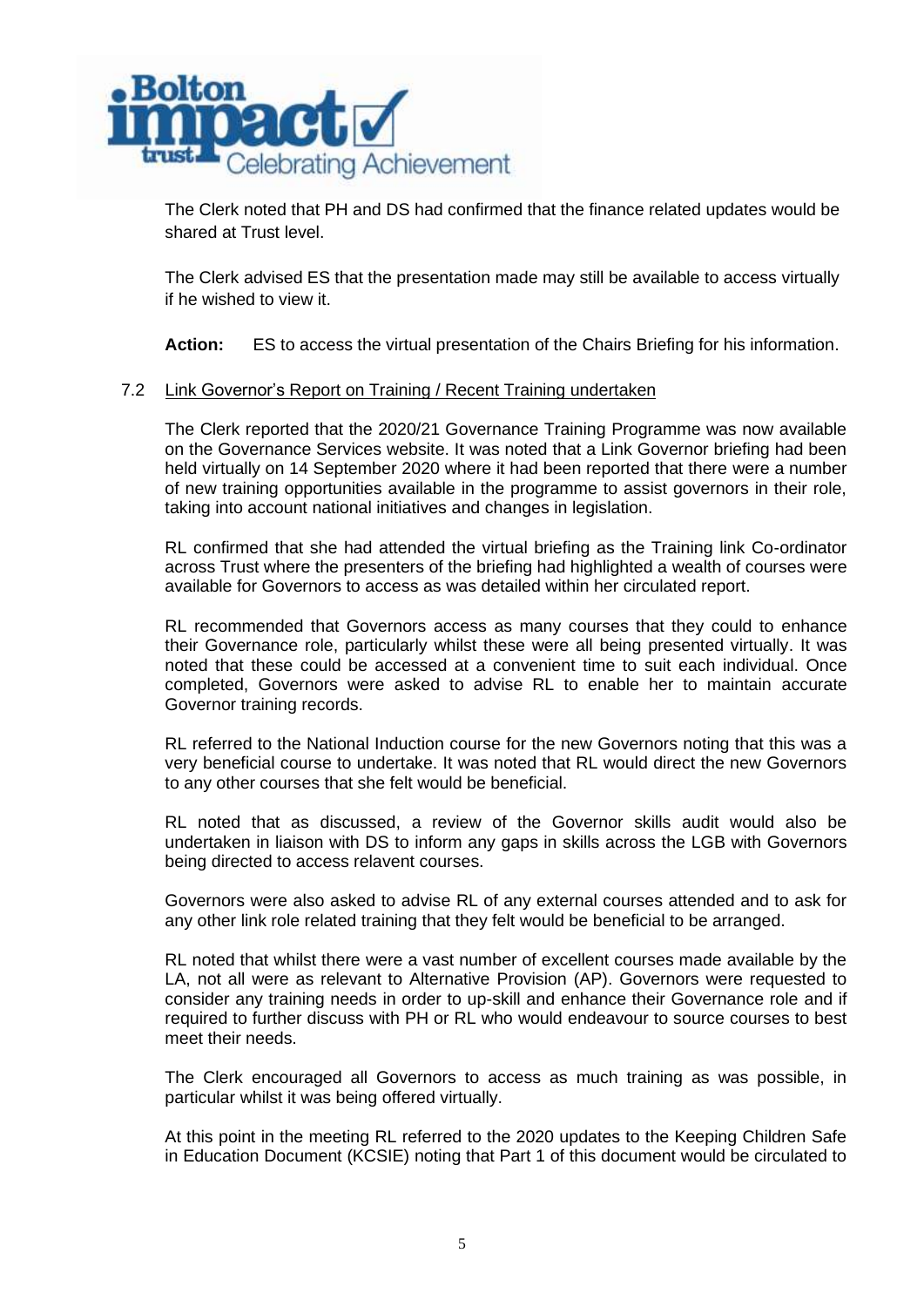The Clerk noted that PH and DS had confirmed that the finance related updates would be shared at Trust level.

The Clerk advised ES that the presentation made may still be available to access virtually if he wished to view it.

**Action:** ES to access the virtual presentation of the Chairs Briefing for his information.

7.2 Link Governor's Report on Training / Recent Training undertaken

The Clerk reported that the 2020/21 Governance Training Programme was now available on the Governance Services website. It was noted that a Link Governor briefing had been held virtually on 14 September 2020 where it had been reported that there were a number of new training opportunities available in the programme to assist governors in their role, taking into account national initiatives and changes in legislation.

RL confirmed that she had attended the virtual briefing as the Training link Co-ordinator across Trust where the presenters of the briefing had highlighted a wealth of courses were available for Governors to access as was detailed within her circulated report.

RL recommended that Governors access as many courses that they could to enhance their Governance role, particularly whilst these were all being presented virtually. It was noted that these could be accessed at a convenient time to suit each individual. Once completed, Governors were asked to advise RL to enable her to maintain accurate Governor training records.

RL referred to the National Induction course for the new Governors noting that this was a very beneficial course to undertake. It was noted that RL would direct the new Governors to any other courses that she felt would be beneficial.

RL noted that as discussed, a review of the Governor skills audit would also be undertaken in liaison with DS to inform any gaps in skills across the LGB with Governors being directed to access relavent courses.

Governors were also asked to advise RL of any external courses attended and to ask for any other link role related training that they felt would be beneficial to be arranged.

RL noted that whilst there were a vast number of excellent courses made available by the LA, not all were as relevant to Alternative Provision (AP). Governors were requested to consider any training needs in order to up-skill and enhance their Governance role and if required to further discuss with PH or RL who would endeavour to source courses to best meet their needs.

The Clerk encouraged all Governors to access as much training as was possible, in particular whilst it was being offered virtually.

At this point in the meeting RL referred to the 2020 updates to the Keeping Children Safe in Education Document (KCSIE) noting that Part 1 of this document would be circulated to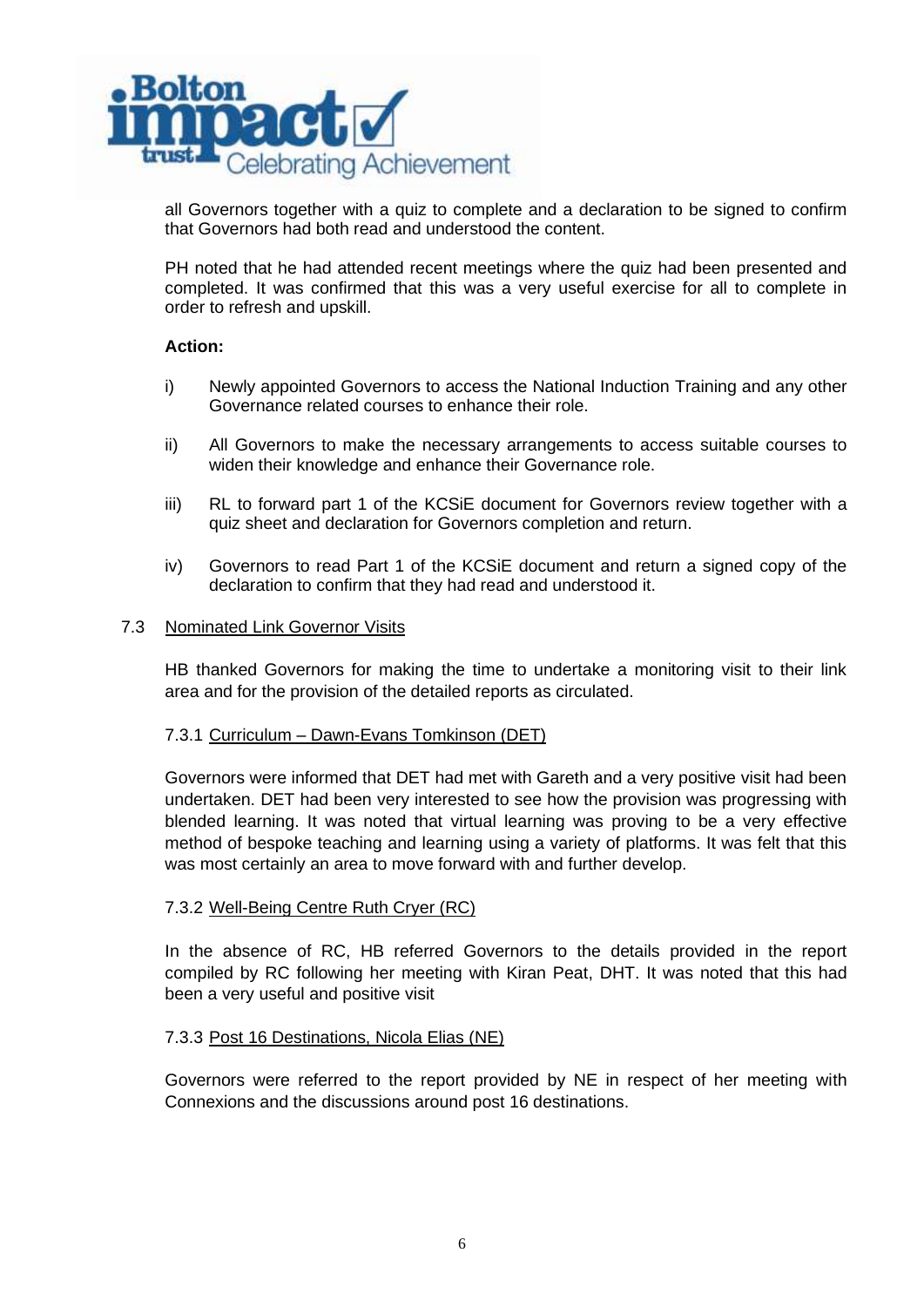all Governors together with a quiz to complete and a declaration to be signed to confirm that Governors had both read and understood the content.

PH noted that he had attended recent meetings where the quiz had been presented and completed. It was confirmed that this was a very useful exercise for all to complete in order to refresh and upskill.

**Action:**

i) Newly appointed Governors to access the National Induction Training and any other Governance related courses to enhance their role.

ii) All Governors to make the necessary arrangements to access suitable courses to widen their knowledge and enhance their Governance role.

iii) RL to forward part 1 of the KCSiE document for Governors review together with a quiz sheet and declaration for Governors completion and return.

iv) Governors to read Part 1 of the KCSiE document and return a signed copy of the declaration to confirm that they had read and understood it.

7.3 <u>Nominated Link Governor Visits</u>

HB thanked Governors for making the time to undertake a monitoring visit to their link area and for the provision of the detailed reports as circulated.

7.3.1 <u>Curriculum – Dawn-Evans Tomkinson (DET)</u>

Governors were informed that DET had met with Gareth and a very positive visit had been undertaken. DET had been very interested to see how the provision was progressing with blended learning. It was noted that virtual learning was proving to be a very effective method of bespoke teaching and learning using a variety of platforms. It was felt that this was most certainly an area to move forward with and further develop.

7.3.2 <u>Well-Being Centre Ruth Cryer (RC)</u>

In the absence of RC, HB referred Governors to the details provided in the report compiled by RC following her meeting with Kiran Peat, DHT. It was noted that this had been a very useful and positive visit

7.3.3 <u>Post 16 Destinations, Nicola Elias (NE)</u>

Governors were referred to the report provided by NE in respect of her meeting with Connexions and the discussions around post 16 destinations.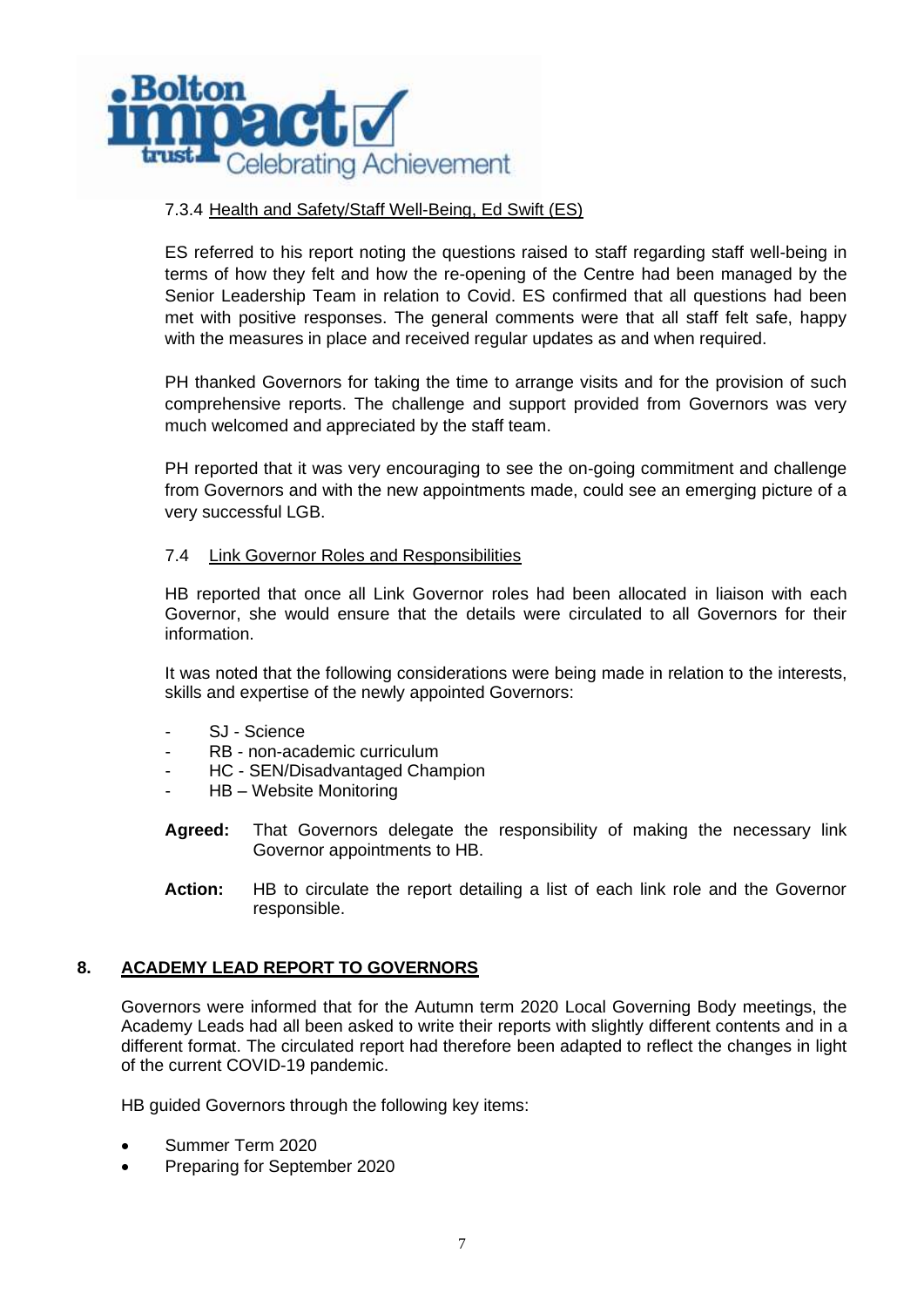7.3.4 Health and Safety/Staff Well-Being, Ed Swift (ES)

ES referred to his report noting the questions raised to staff regarding staff well-being in terms of how they felt and how the re-opening of the Centre had been managed by the Senior Leadership Team in relation to Covid. ES confirmed that all questions had been met with positive responses. The general comments were that all staff felt safe, happy with the measures in place and received regular updates as and when required.

PH thanked Governors for taking the time to arrange visits and for the provision of such comprehensive reports. The challenge and support provided from Governors was very much welcomed and appreciated by the staff team.

PH reported that it was very encouraging to see the on-going commitment and challenge from Governors and with the new appointments made, could see an emerging picture of a very successful LGB.

7.4 Link Governor Roles and Responsibilities

HB reported that once all Link Governor roles had been allocated in liaison with each Governor, she would ensure that the details were circulated to all Governors for their information.

It was noted that the following considerations were being made in relation to the interests, skills and expertise of the newly appointed Governors:

- SJ - Science
- RB - non-academic curriculum
- HC - SEN/Disadvantaged Champion
- HB – Website Monitoring

**Agreed:** That Governors delegate the responsibility of making the necessary link Governor appointments to HB.

**Action:** HB to circulate the report detailing a list of each link role and the Governor responsible.

## 8. ACADEMY LEAD REPORT TO GOVERNORS

Governors were informed that for the Autumn term 2020 Local Governing Body meetings, the Academy Leads had all been asked to write their reports with slightly different contents and in a different format. The circulated report had therefore been adapted to reflect the changes in light of the current COVID-19 pandemic.

HB guided Governors through the following key items:

- Summer Term 2020
- Preparing for September 2020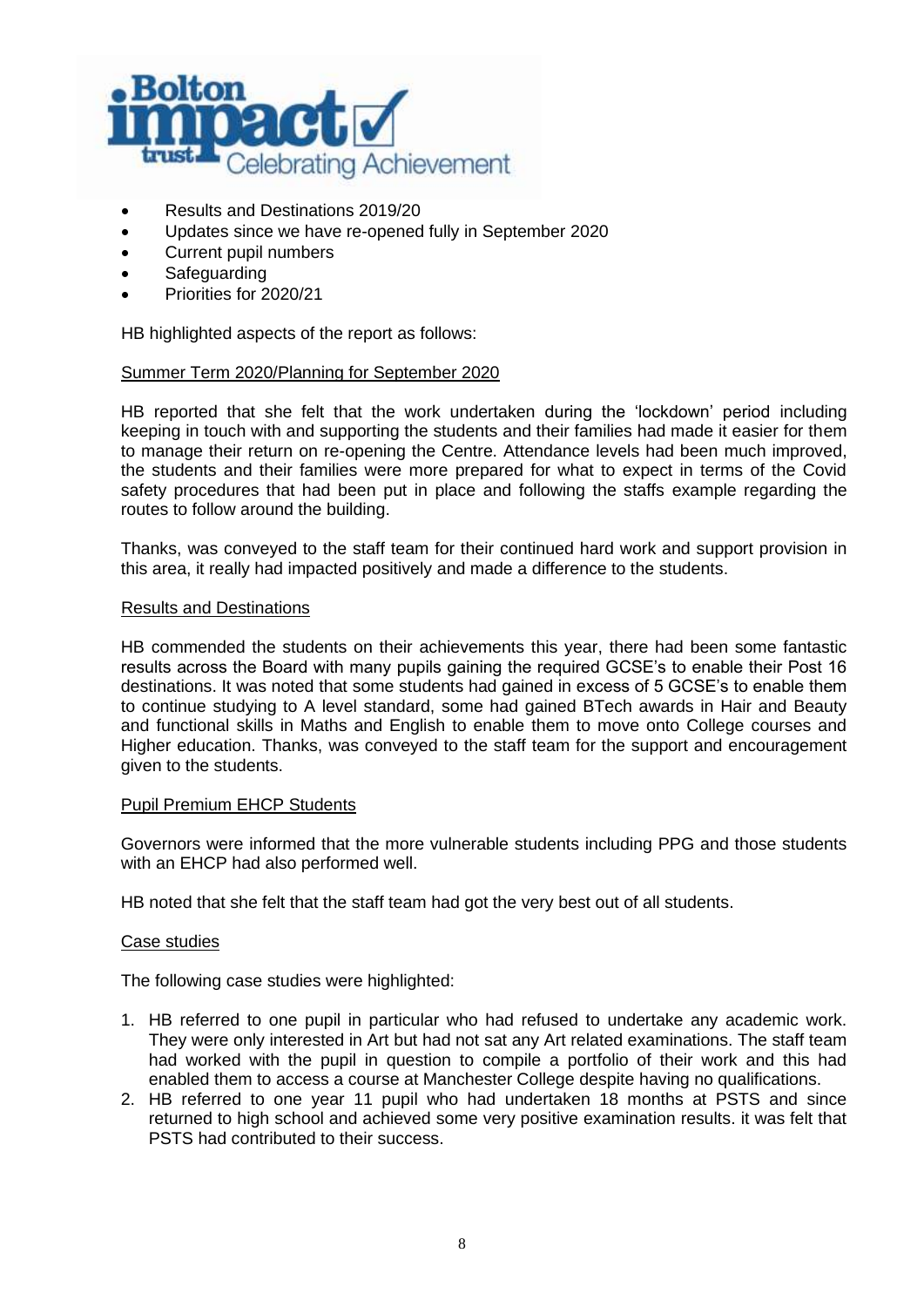- Results and Destinations 2019/20
- Updates since we have re-opened fully in September 2020
- Current pupil numbers
- Safeguarding
- Priorities for 2020/21

HB highlighted aspects of the report as follows:

<u>Summer Term 2020/Planning for September 2020</u>

HB reported that she felt that the work undertaken during the 'lockdown' period including keeping in touch with and supporting the students and their families had made it easier for them to manage their return on re-opening the Centre. Attendance levels had been much improved, the students and their families were more prepared for what to expect in terms of the Covid safety procedures that had been put in place and following the staffs example regarding the routes to follow around the building.

Thanks, was conveyed to the staff team for their continued hard work and support provision in this area, it really had impacted positively and made a difference to the students.

<u>Results and Destinations</u>

HB commended the students on their achievements this year, there had been some fantastic results across the Board with many pupils gaining the required GCSE's to enable their Post 16 destinations. It was noted that some students had gained in excess of 5 GCSE's to enable them to continue studying to A level standard, some had gained BTech awards in Hair and Beauty and functional skills in Maths and English to enable them to move onto College courses and Higher education. Thanks, was conveyed to the staff team for the support and encouragement given to the students.

<u>Pupil Premium EHCP Students</u>

Governors were informed that the more vulnerable students including PPG and those students with an EHCP had also performed well.

HB noted that she felt that the staff team had got the very best out of all students.

<u>Case studies</u>

The following case studies were highlighted:

1. HB referred to one pupil in particular who had refused to undertake any academic work. They were only interested in Art but had not sat any Art related examinations. The staff team had worked with the pupil in question to compile a portfolio of their work and this had enabled them to access a course at Manchester College despite having no qualifications.
2. HB referred to one year 11 pupil who had undertaken 18 months at PSTS and since returned to high school and achieved some very positive examination results. it was felt that PSTS had contributed to their success.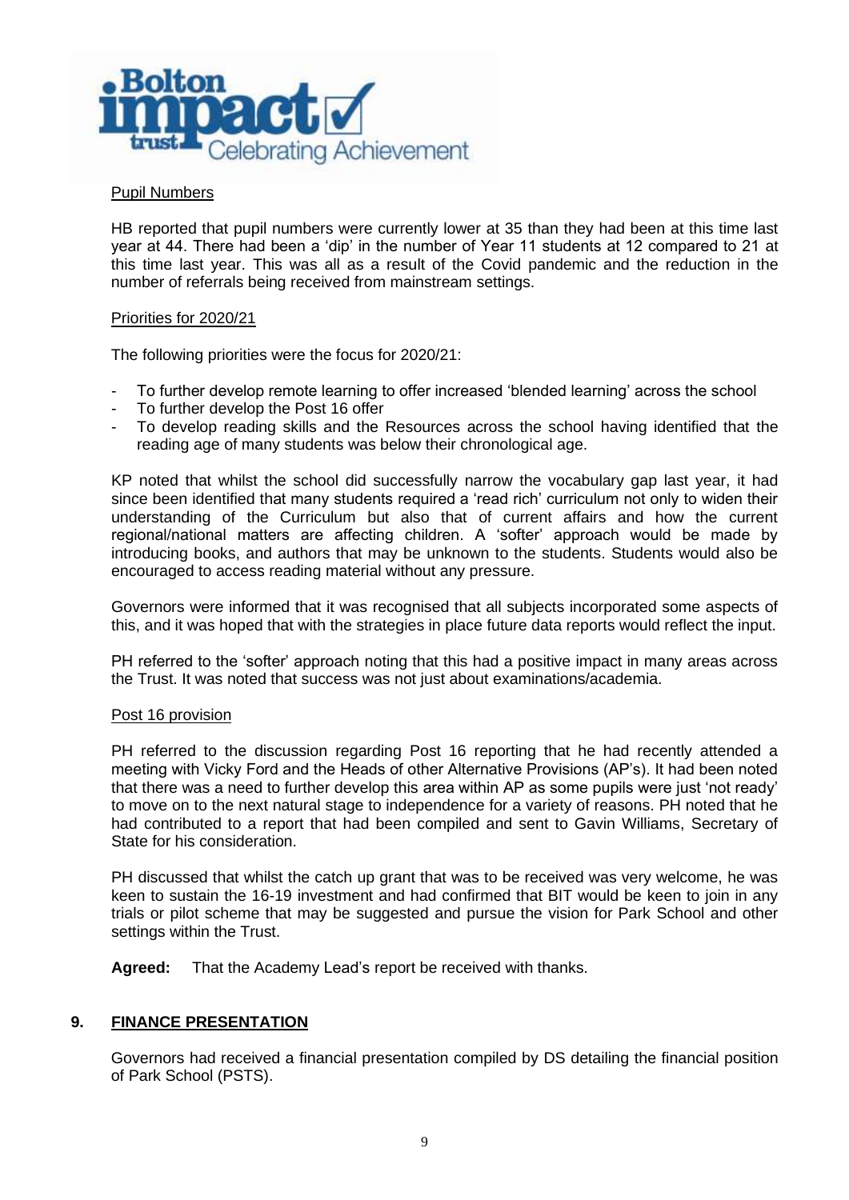Pupil Numbers

HB reported that pupil numbers were currently lower at 35 than they had been at this time last year at 44. There had been a 'dip' in the number of Year 11 students at 12 compared to 21 at this time last year. This was all as a result of the Covid pandemic and the reduction in the number of referrals being received from mainstream settings.

Priorities for 2020/21

The following priorities were the focus for 2020/21:

- To further develop remote learning to offer increased 'blended learning' across the school
- To further develop the Post 16 offer
- To develop reading skills and the Resources across the school having identified that the reading age of many students was below their chronological age.

KP noted that whilst the school did successfully narrow the vocabulary gap last year, it had since been identified that many students required a 'read rich' curriculum not only to widen their understanding of the Curriculum but also that of current affairs and how the current regional/national matters are affecting children. A 'softer' approach would be made by introducing books, and authors that may be unknown to the students. Students would also be encouraged to access reading material without any pressure.

Governors were informed that it was recognised that all subjects incorporated some aspects of this, and it was hoped that with the strategies in place future data reports would reflect the input.

PH referred to the 'softer' approach noting that this had a positive impact in many areas across the Trust. It was noted that success was not just about examinations/academia.

Post 16 provision

PH referred to the discussion regarding Post 16 reporting that he had recently attended a meeting with Vicky Ford and the Heads of other Alternative Provisions (AP's). It had been noted that there was a need to further develop this area within AP as some pupils were just 'not ready' to move on to the next natural stage to independence for a variety of reasons. PH noted that he had contributed to a report that had been compiled and sent to Gavin Williams, Secretary of State for his consideration.

PH discussed that whilst the catch up grant that was to be received was very welcome, he was keen to sustain the 16-19 investment and had confirmed that BIT would be keen to join in any trials or pilot scheme that may be suggested and pursue the vision for Park School and other settings within the Trust.

**Agreed:** That the Academy Lead's report be received with thanks.

## 9. FINANCE PRESENTATION

Governors had received a financial presentation compiled by DS detailing the financial position of Park School (PSTS).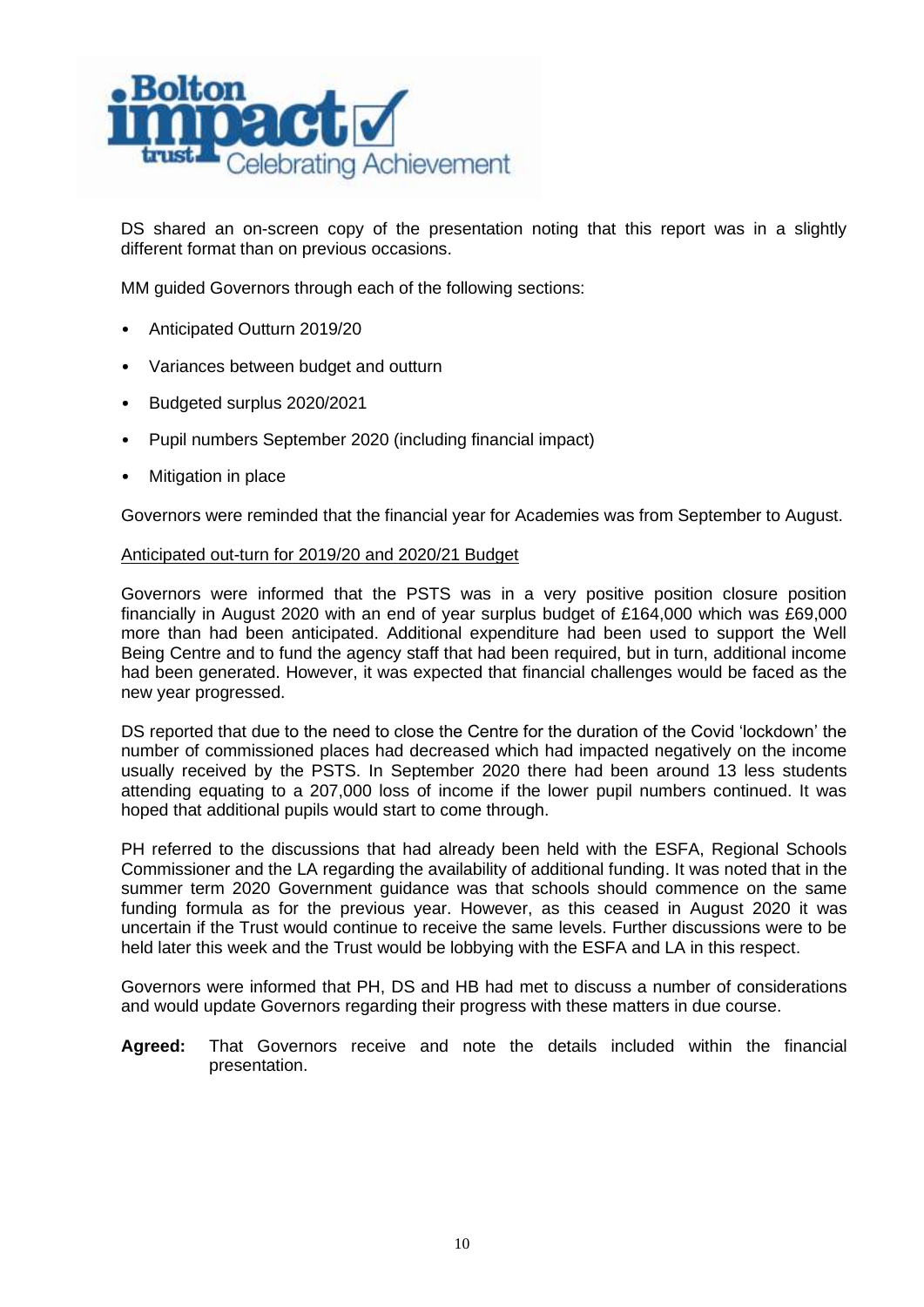DS shared an on-screen copy of the presentation noting that this report was in a slightly different format than on previous occasions.

MM guided Governors through each of the following sections:

- Anticipated Outturn 2019/20
- Variances between budget and outturn
- Budgeted surplus 2020/2021
- Pupil numbers September 2020 (including financial impact)
- Mitigation in place

Governors were reminded that the financial year for Academies was from September to August.

<u>Anticipated out-turn for 2019/20 and 2020/21 Budget</u>

Governors were informed that the PSTS was in a very positive position closure position financially in August 2020 with an end of year surplus budget of £164,000 which was £69,000 more than had been anticipated. Additional expenditure had been used to support the Well Being Centre and to fund the agency staff that had been required, but in turn, additional income had been generated. However, it was expected that financial challenges would be faced as the new year progressed.

DS reported that due to the need to close the Centre for the duration of the Covid 'lockdown' the number of commissioned places had decreased which had impacted negatively on the income usually received by the PSTS. In September 2020 there had been around 13 less students attending equating to a 207,000 loss of income if the lower pupil numbers continued. It was hoped that additional pupils would start to come through.

PH referred to the discussions that had already been held with the ESFA, Regional Schools Commissioner and the LA regarding the availability of additional funding. It was noted that in the summer term 2020 Government guidance was that schools should commence on the same funding formula as for the previous year. However, as this ceased in August 2020 it was uncertain if the Trust would continue to receive the same levels. Further discussions were to be held later this week and the Trust would be lobbying with the ESFA and LA in this respect.

Governors were informed that PH, DS and HB had met to discuss a number of considerations and would update Governors regarding their progress with these matters in due course.

**Agreed:** That Governors receive and note the details included within the financial presentation.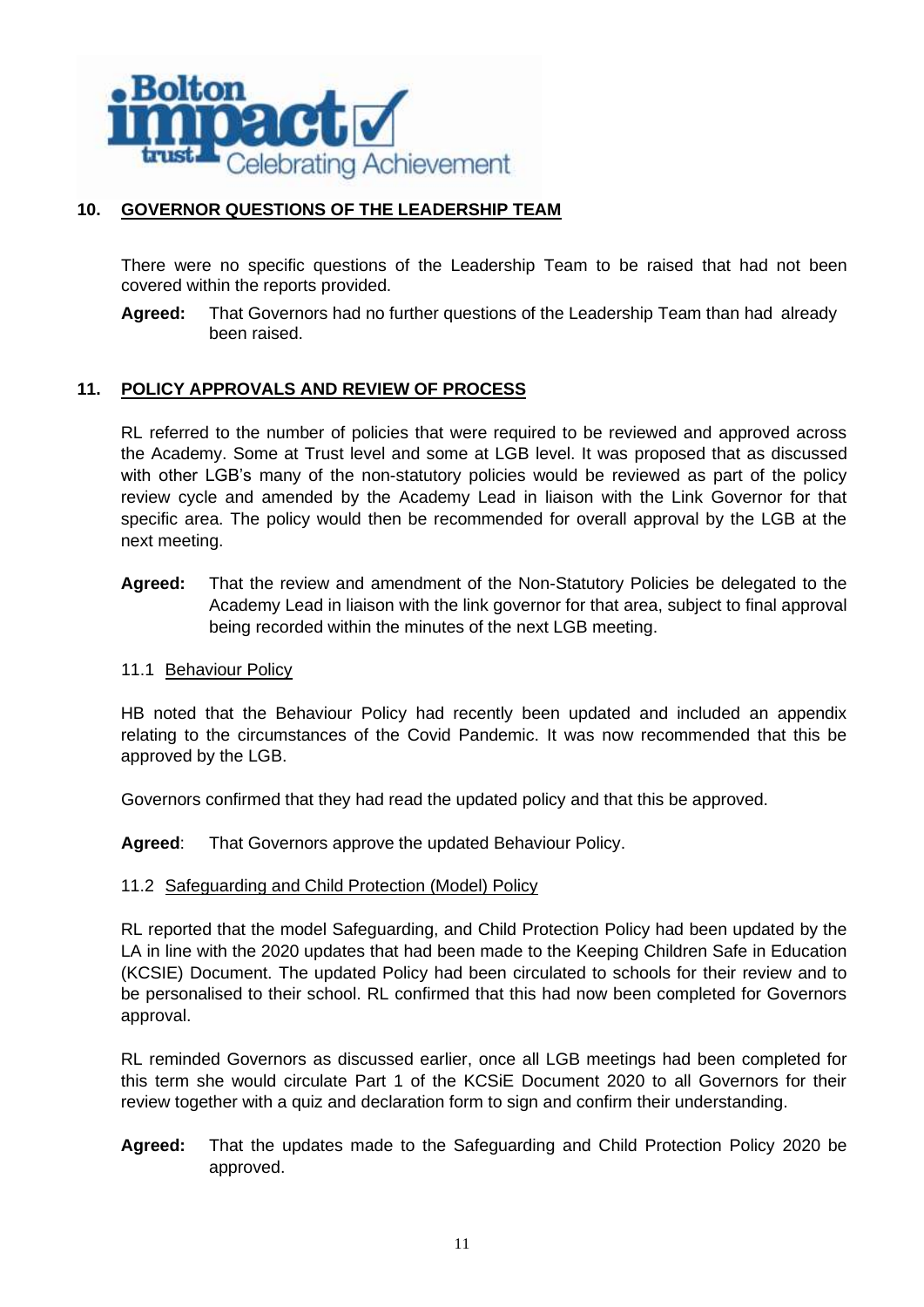## 10. GOVERNOR QUESTIONS OF THE LEADERSHIP TEAM

There were no specific questions of the Leadership Team to be raised that had not been covered within the reports provided.

**Agreed:** That Governors had no further questions of the Leadership Team than had already been raised.

## 11. POLICY APPROVALS AND REVIEW OF PROCESS

RL referred to the number of policies that were required to be reviewed and approved across the Academy. Some at Trust level and some at LGB level. It was proposed that as discussed with other LGB's many of the non-statutory policies would be reviewed as part of the policy review cycle and amended by the Academy Lead in liaison with the Link Governor for that specific area. The policy would then be recommended for overall approval by the LGB at the next meeting.

**Agreed:** That the review and amendment of the Non-Statutory Policies be delegated to the Academy Lead in liaison with the link governor for that area, subject to final approval being recorded within the minutes of the next LGB meeting.

### 11.1 Behaviour Policy

HB noted that the Behaviour Policy had recently been updated and included an appendix relating to the circumstances of the Covid Pandemic. It was now recommended that this be approved by the LGB.

Governors confirmed that they had read the updated policy and that this be approved.

**Agreed**: That Governors approve the updated Behaviour Policy.

### 11.2 Safeguarding and Child Protection (Model) Policy

RL reported that the model Safeguarding, and Child Protection Policy had been updated by the LA in line with the 2020 updates that had been made to the Keeping Children Safe in Education (KCSIE) Document. The updated Policy had been circulated to schools for their review and to be personalised to their school. RL confirmed that this had now been completed for Governors approval.

RL reminded Governors as discussed earlier, once all LGB meetings had been completed for this term she would circulate Part 1 of the KCSiE Document 2020 to all Governors for their review together with a quiz and declaration form to sign and confirm their understanding.

**Agreed:** That the updates made to the Safeguarding and Child Protection Policy 2020 be approved.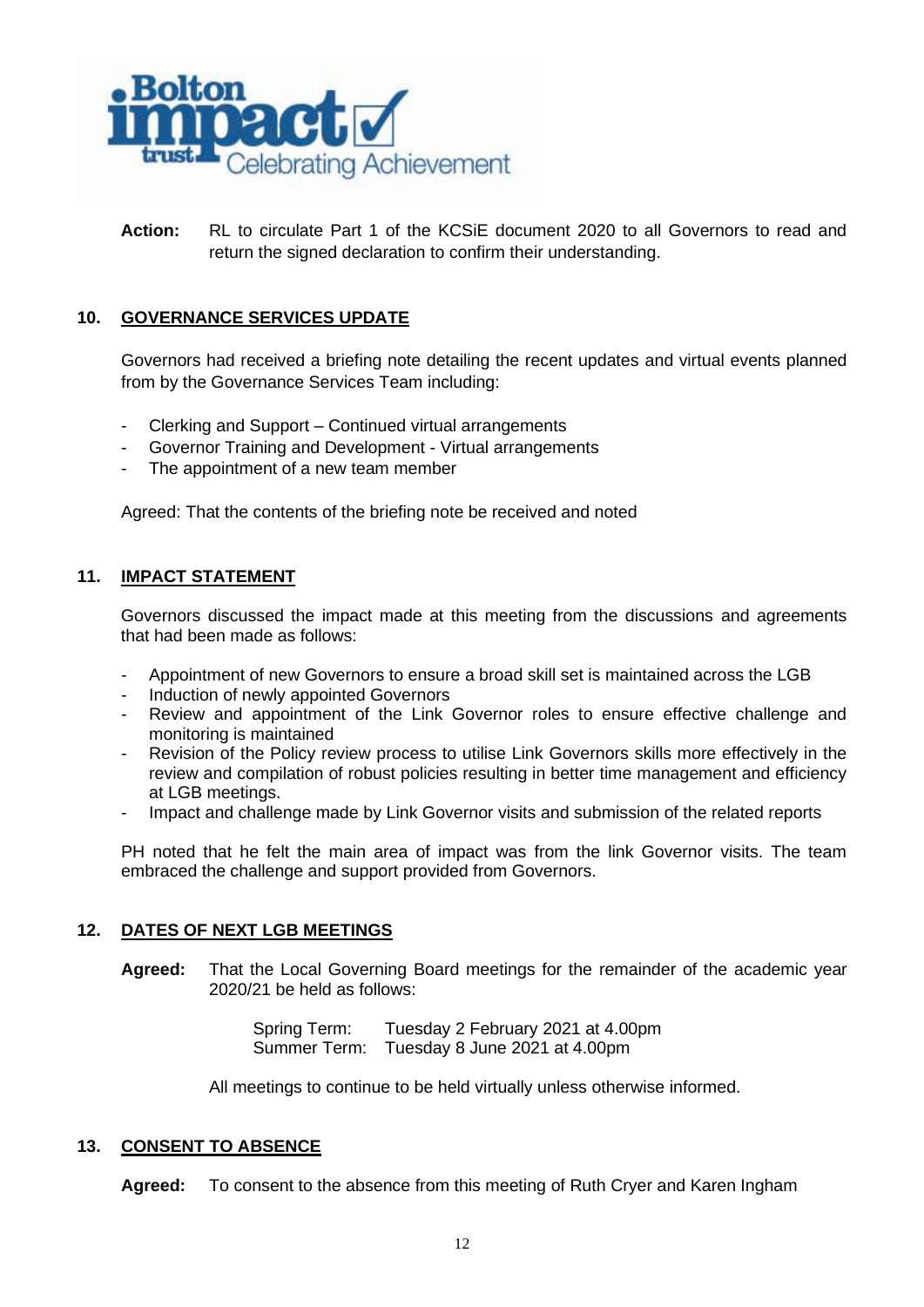**Action:** RL to circulate Part 1 of the KCSiE document 2020 to all Governors to read and return the signed declaration to confirm their understanding.

## 10. GOVERNANCE SERVICES UPDATE

Governors had received a briefing note detailing the recent updates and virtual events planned from by the Governance Services Team including:

- Clerking and Support – Continued virtual arrangements
- Governor Training and Development - Virtual arrangements
- The appointment of a new team member

Agreed: That the contents of the briefing note be received and noted

## 11. IMPACT STATEMENT

Governors discussed the impact made at this meeting from the discussions and agreements that had been made as follows:

- Appointment of new Governors to ensure a broad skill set is maintained across the LGB
- Induction of newly appointed Governors
- Review and appointment of the Link Governor roles to ensure effective challenge and monitoring is maintained
- Revision of the Policy review process to utilise Link Governors skills more effectively in the review and compilation of robust policies resulting in better time management and efficiency at LGB meetings.
- Impact and challenge made by Link Governor visits and submission of the related reports

PH noted that he felt the main area of impact was from the link Governor visits. The team embraced the challenge and support provided from Governors.

## 12. DATES OF NEXT LGB MEETINGS

**Agreed:** That the Local Governing Board meetings for the remainder of the academic year 2020/21 be held as follows:

Spring Term: Tuesday 2 February 2021 at 4.00pm
Summer Term: Tuesday 8 June 2021 at 4.00pm

All meetings to continue to be held virtually unless otherwise informed.

## 13. CONSENT TO ABSENCE

**Agreed:** To consent to the absence from this meeting of Ruth Cryer and Karen Ingham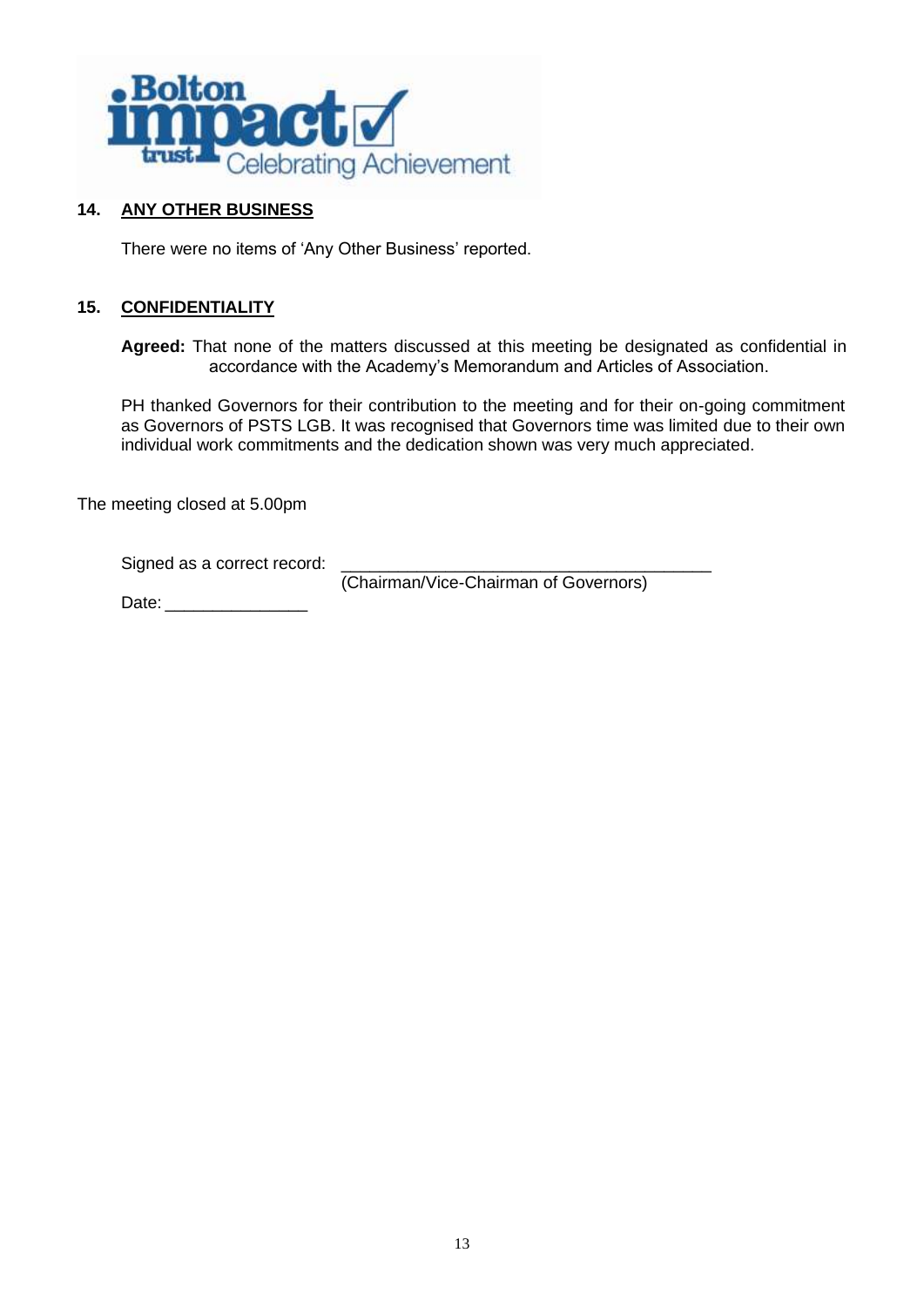## 14. ANY OTHER BUSINESS

There were no items of 'Any Other Business' reported.

## 15. CONFIDENTIALITY

**Agreed:** That none of the matters discussed at this meeting be designated as confidential in accordance with the Academy's Memorandum and Articles of Association.

PH thanked Governors for their contribution to the meeting and for their on-going commitment as Governors of PSTS LGB. It was recognised that Governors time was limited due to their own individual work commitments and the dedication shown was very much appreciated.

The meeting closed at 5.00pm

Signed as a correct record: ________________________________________
(Chairman/Vice-Chairman of Governors)

Date: _______________